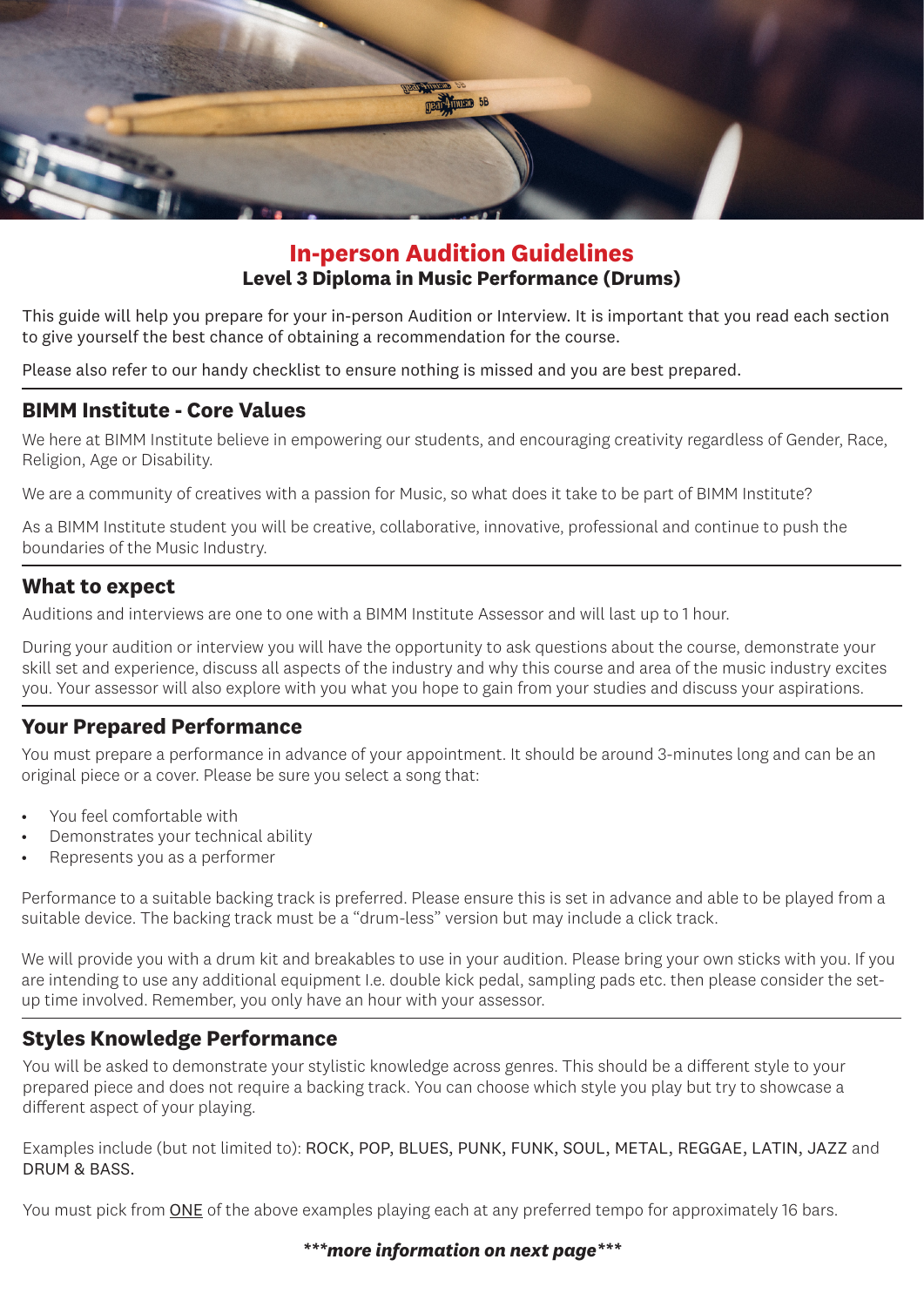# In-person Audition Guidelines

**Level 3 Diploma in Music Performance (Drums)**

This guide will help you prepare for your in-person Audition or Interview. It is important that you read each section to give yourself the best chance of obtaining a recommendation for the course.

Please also refer to our handy checklist to ensure nothing is missed and you are best prepared.

## BIMM Institute - Core Values

We here at BIMM Institute believe in empowering our students, and encouraging creativity regardless of Gender, Race, Religion, Age or Disability.

We are a community of creatives with a passion for Music, so what does it take to be part of BIMM Institute?

As a BIMM Institute student you will be creative, collaborative, innovative, professional and continue to push the boundaries of the Music Industry.

## What to expect

Auditions and interviews are one to one with a BIMM Institute Assessor and will last up to 1 hour.

During your audition or interview you will have the opportunity to ask questions about the course, demonstrate your skill set and experience, discuss all aspects of the industry and why this course and area of the music industry excites you. Your assessor will also explore with you what you hope to gain from your studies and discuss your aspirations.

## Your Prepared Performance

You must prepare a performance in advance of your appointment. It should be around 3-minutes long and can be an original piece or a cover. Please be sure you select a song that:

- You feel comfortable with
- Demonstrates your technical ability
- Represents you as a performer

Performance to a suitable backing track is preferred. Please ensure this is set in advance and able to be played from a suitable device. The backing track must be a "drum-less" version but may include a click track.

We will provide you with a drum kit and breakables to use in your audition. Please bring your own sticks with you. If you are intending to use any additional equipment I.e. double kick pedal, sampling pads etc. then please consider the set-up time involved. Remember, you only have an hour with your assessor.

## Styles Knowledge Performance

You will be asked to demonstrate your stylistic knowledge across genres. This should be a different style to your prepared piece and does not require a backing track. You can choose which style you play but try to showcase a different aspect of your playing.

Examples include (but not limited to): ROCK, POP, BLUES, PUNK, FUNK, SOUL, METAL, REGGAE, LATIN, JAZZ and DRUM & BASS.

You must pick from ONE of the above examples playing each at any preferred tempo for approximately 16 bars.

***\*\*\*more information on next page\*\*\****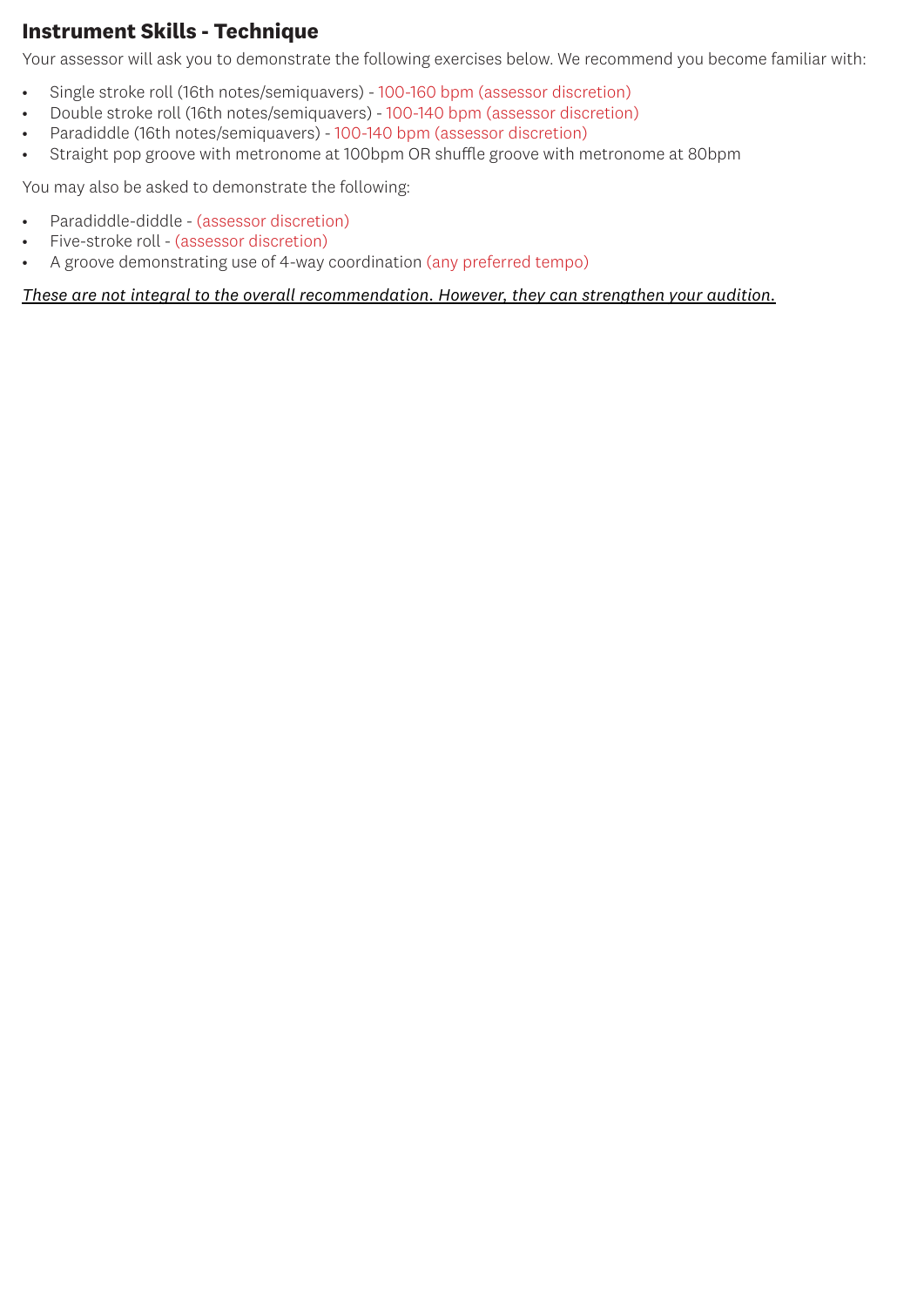## Instrument Skills - Technique

Your assessor will ask you to demonstrate the following exercises below. We recommend you become familiar with:

- Single stroke roll (16th notes/semiquavers) - 100-160 bpm (assessor discretion)
- Double stroke roll (16th notes/semiquavers) - 100-140 bpm (assessor discretion)
- Paradiddle (16th notes/semiquavers) - 100-140 bpm (assessor discretion)
- Straight pop groove with metronome at 100bpm OR shuffle groove with metronome at 80bpm

You may also be asked to demonstrate the following:

- Paradiddle-diddle - (assessor discretion)
- Five-stroke roll - (assessor discretion)
- A groove demonstrating use of 4-way coordination (any preferred tempo)

*These are not integral to the overall recommendation. However, they can strengthen your audition.*